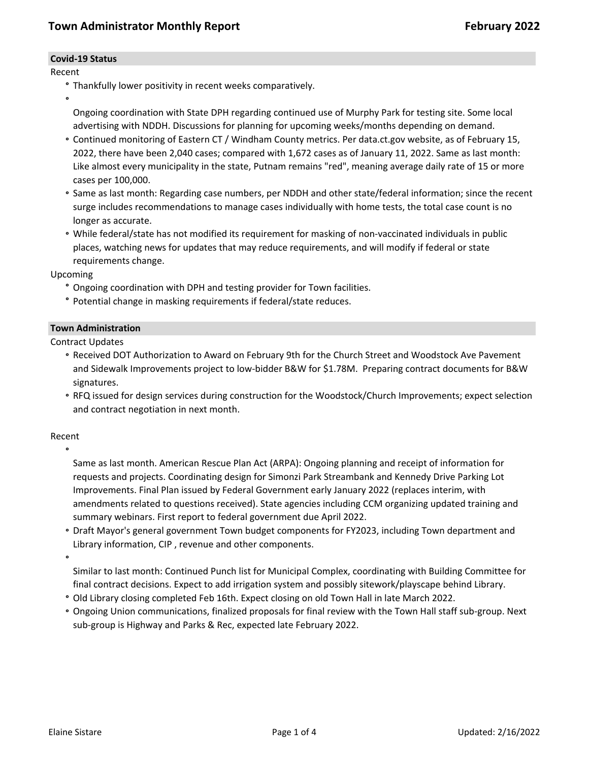# Town Administrator Monthly Report — February 2022

## Covid-19 Status

Recent

- Thankfully lower positivity in recent weeks comparatively.
- Ongoing coordination with State DPH regarding continued use of Murphy Park for testing site. Some local advertising with NDDH. Discussions for planning for upcoming weeks/months depending on demand.
- Continued monitoring of Eastern CT / Windham County metrics. Per data.ct.gov website, as of February 15, 2022, there have been 2,040 cases; compared with 1,672 cases as of January 11, 2022. Same as last month: Like almost every municipality in the state, Putnam remains "red", meaning average daily rate of 15 or more cases per 100,000.
- Same as last month: Regarding case numbers, per NDDH and other state/federal information; since the recent surge includes recommendations to manage cases individually with home tests, the total case count is no longer as accurate.
- While federal/state has not modified its requirement for masking of non-vaccinated individuals in public places, watching news for updates that may reduce requirements, and will modify if federal or state requirements change.

Upcoming

- Ongoing coordination with DPH and testing provider for Town facilities.
- Potential change in masking requirements if federal/state reduces.

## Town Administration

Contract Updates

- Received DOT Authorization to Award on February 9th for the Church Street and Woodstock Ave Pavement and Sidewalk Improvements project to low-bidder B&W for $1.78M. Preparing contract documents for B&W signatures.
- RFQ issued for design services during construction for the Woodstock/Church Improvements; expect selection and contract negotiation in next month.

Recent

- Same as last month. American Rescue Plan Act (ARPA): Ongoing planning and receipt of information for requests and projects. Coordinating design for Simonzi Park Streambank and Kennedy Drive Parking Lot Improvements. Final Plan issued by Federal Government early January 2022 (replaces interim, with amendments related to questions received). State agencies including CCM organizing updated training and summary webinars. First report to federal government due April 2022.
- Draft Mayor's general government Town budget components for FY2023, including Town department and Library information, CIP , revenue and other components.
- Similar to last month: Continued Punch list for Municipal Complex, coordinating with Building Committee for final contract decisions. Expect to add irrigation system and possibly sitework/playscape behind Library.
- Old Library closing completed Feb 16th. Expect closing on old Town Hall in late March 2022.
- Ongoing Union communications, finalized proposals for final review with the Town Hall staff sub-group. Next sub-group is Highway and Parks & Rec, expected late February 2022.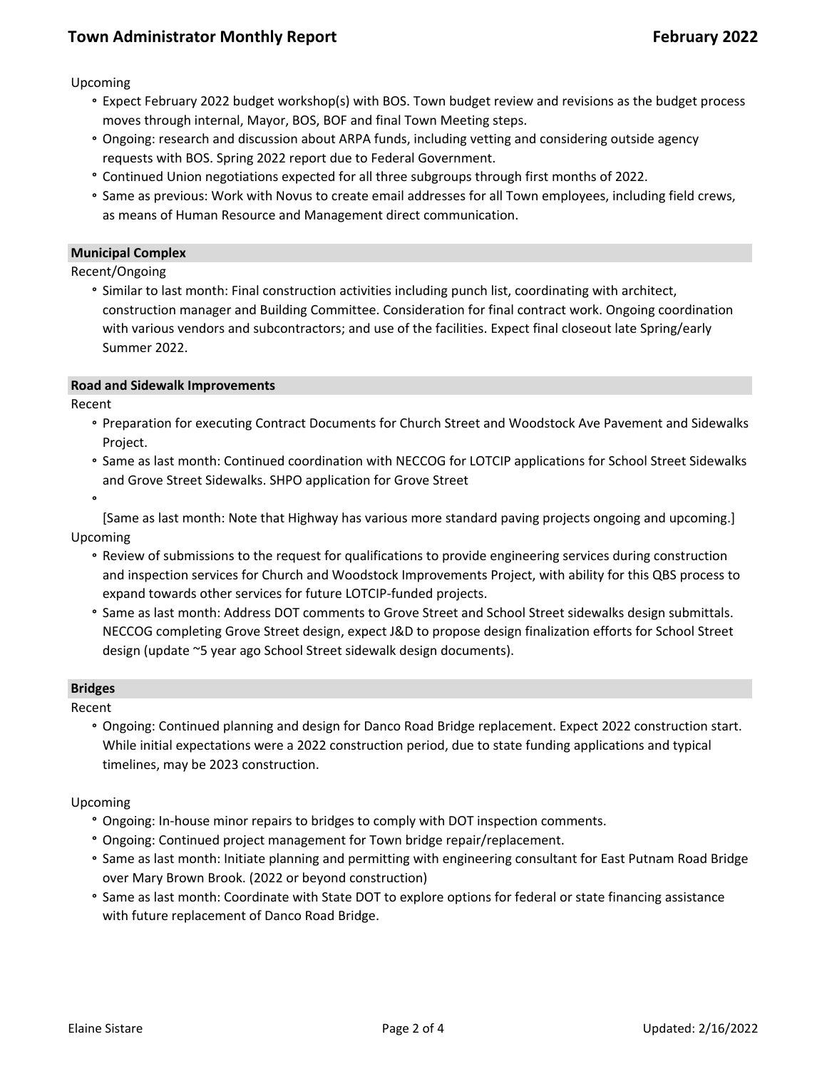Upcoming

- Expect February 2022 budget workshop(s) with BOS. Town budget review and revisions as the budget process moves through internal, Mayor, BOS, BOF and final Town Meeting steps.
- Ongoing: research and discussion about ARPA funds, including vetting and considering outside agency requests with BOS. Spring 2022 report due to Federal Government.
- Continued Union negotiations expected for all three subgroups through first months of 2022.
- Same as previous: Work with Novus to create email addresses for all Town employees, including field crews, as means of Human Resource and Management direct communication.

## Municipal Complex

Recent/Ongoing

- Similar to last month: Final construction activities including punch list, coordinating with architect, construction manager and Building Committee. Consideration for final contract work. Ongoing coordination with various vendors and subcontractors; and use of the facilities. Expect final closeout late Spring/early Summer 2022.

## Road and Sidewalk Improvements

Recent

- Preparation for executing Contract Documents for Church Street and Woodstock Ave Pavement and Sidewalks Project.
- Same as last month: Continued coordination with NECCOG for LOTCIP applications for School Street Sidewalks and Grove Street Sidewalks. SHPO application for Grove Street
- 

[Same as last month: Note that Highway has various more standard paving projects ongoing and upcoming.]

Upcoming

- Review of submissions to the request for qualifications to provide engineering services during construction and inspection services for Church and Woodstock Improvements Project, with ability for this QBS process to expand towards other services for future LOTCIP-funded projects.
- Same as last month: Address DOT comments to Grove Street and School Street sidewalks design submittals. NECCOG completing Grove Street design, expect J&D to propose design finalization efforts for School Street design (update ~5 year ago School Street sidewalk design documents).

## Bridges

Recent

- Ongoing: Continued planning and design for Danco Road Bridge replacement. Expect 2022 construction start. While initial expectations were a 2022 construction period, due to state funding applications and typical timelines, may be 2023 construction.

Upcoming

- Ongoing: In-house minor repairs to bridges to comply with DOT inspection comments.
- Ongoing: Continued project management for Town bridge repair/replacement.
- Same as last month: Initiate planning and permitting with engineering consultant for East Putnam Road Bridge over Mary Brown Brook. (2022 or beyond construction)
- Same as last month: Coordinate with State DOT to explore options for federal or state financing assistance with future replacement of Danco Road Bridge.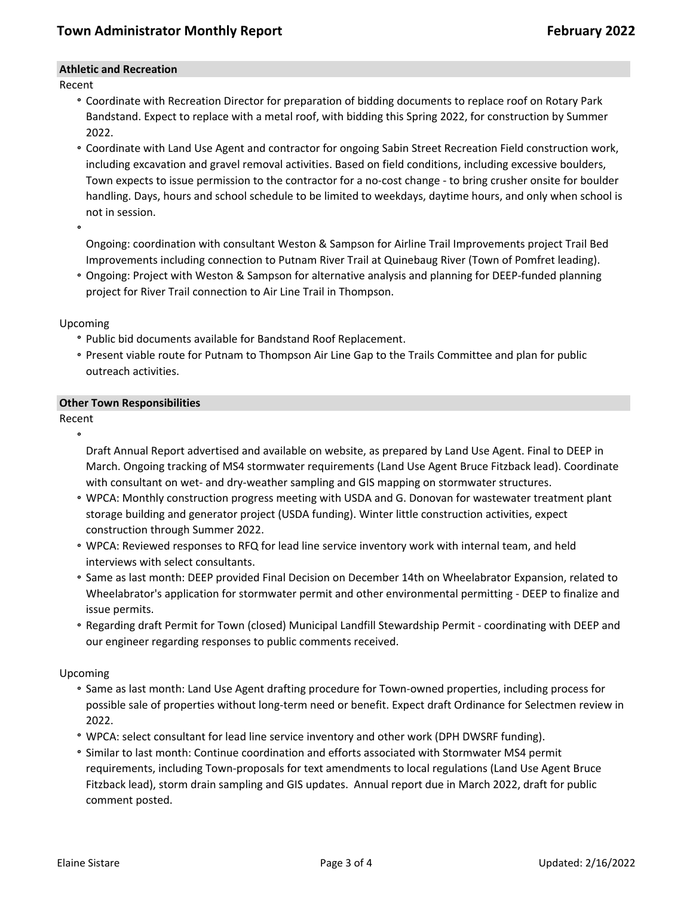## Athletic and Recreation

Recent

- Coordinate with Recreation Director for preparation of bidding documents to replace roof on Rotary Park Bandstand. Expect to replace with a metal roof, with bidding this Spring 2022, for construction by Summer 2022.
- Coordinate with Land Use Agent and contractor for ongoing Sabin Street Recreation Field construction work, including excavation and gravel removal activities. Based on field conditions, including excessive boulders, Town expects to issue permission to the contractor for a no-cost change - to bring crusher onsite for boulder handling. Days, hours and school schedule to be limited to weekdays, daytime hours, and only when school is not in session.
- Ongoing: coordination with consultant Weston & Sampson for Airline Trail Improvements project Trail Bed Improvements including connection to Putnam River Trail at Quinebaug River (Town of Pomfret leading).
- Ongoing: Project with Weston & Sampson for alternative analysis and planning for DEEP-funded planning project for River Trail connection to Air Line Trail in Thompson.

Upcoming

- Public bid documents available for Bandstand Roof Replacement.
- Present viable route for Putnam to Thompson Air Line Gap to the Trails Committee and plan for public outreach activities.

## Other Town Responsibilities

Recent

- Draft Annual Report advertised and available on website, as prepared by Land Use Agent. Final to DEEP in March. Ongoing tracking of MS4 stormwater requirements (Land Use Agent Bruce Fitzback lead). Coordinate with consultant on wet- and dry-weather sampling and GIS mapping on stormwater structures.
- WPCA: Monthly construction progress meeting with USDA and G. Donovan for wastewater treatment plant storage building and generator project (USDA funding). Winter little construction activities, expect construction through Summer 2022.
- WPCA: Reviewed responses to RFQ for lead line service inventory work with internal team, and held interviews with select consultants.
- Same as last month: DEEP provided Final Decision on December 14th on Wheelabrator Expansion, related to Wheelabrator's application for stormwater permit and other environmental permitting - DEEP to finalize and issue permits.
- Regarding draft Permit for Town (closed) Municipal Landfill Stewardship Permit - coordinating with DEEP and our engineer regarding responses to public comments received.

Upcoming

- Same as last month: Land Use Agent drafting procedure for Town-owned properties, including process for possible sale of properties without long-term need or benefit. Expect draft Ordinance for Selectmen review in 2022.
- WPCA: select consultant for lead line service inventory and other work (DPH DWSRF funding).
- Similar to last month: Continue coordination and efforts associated with Stormwater MS4 permit requirements, including Town-proposals for text amendments to local regulations (Land Use Agent Bruce Fitzback lead), storm drain sampling and GIS updates. Annual report due in March 2022, draft for public comment posted.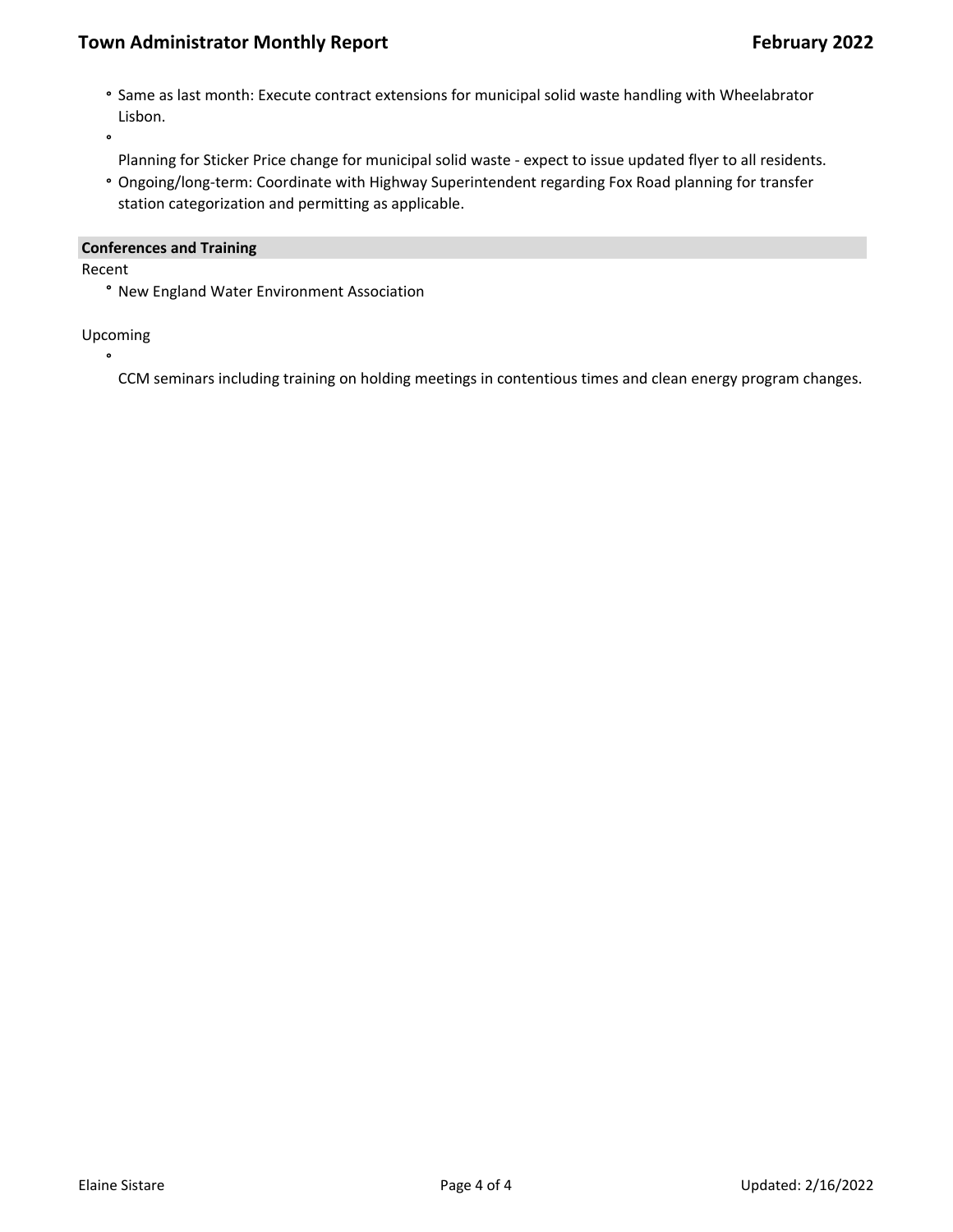- Same as last month: Execute contract extensions for municipal solid waste handling with Wheelabrator Lisbon.
- Planning for Sticker Price change for municipal solid waste - expect to issue updated flyer to all residents.
- Ongoing/long-term: Coordinate with Highway Superintendent regarding Fox Road planning for transfer station categorization and permitting as applicable.

## Conferences and Training

Recent

- New England Water Environment Association

Upcoming

- CCM seminars including training on holding meetings in contentious times and clean energy program changes.